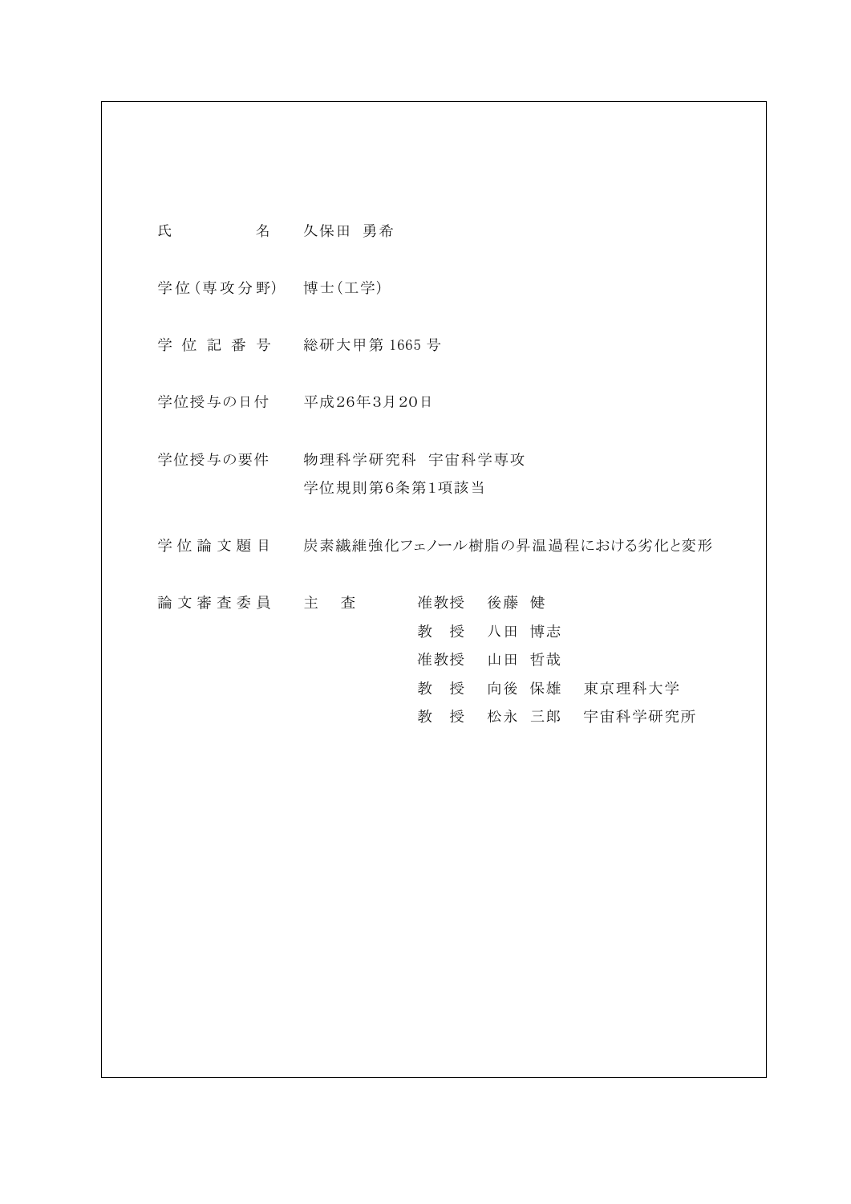| | |
|---|---|
| 氏　　　　名 | 久保田 勇希 |
| 学位(専攻分野) | 博士(工学) |
| 学 位 記 番 号 | 総研大甲第 1665 号 |
| 学位授与の日付 | 平成26年3月20日 |
| 学位授与の要件 | 物理科学研究科　宇宙科学専攻<br>学位規則第6条第1項該当 |
| 学 位 論 文 題 目 | 炭素繊維強化フェノール樹脂の昇温過程における劣化と変形 |
| 論 文 審 査 委 員 | 主　査　　准教授　後藤 健<br>教　授　八田 博志<br>准教授　山田 哲哉<br>教　授　向後 保雄　東京理科大学<br>教　授　松永 三郎　宇宙科学研究所 |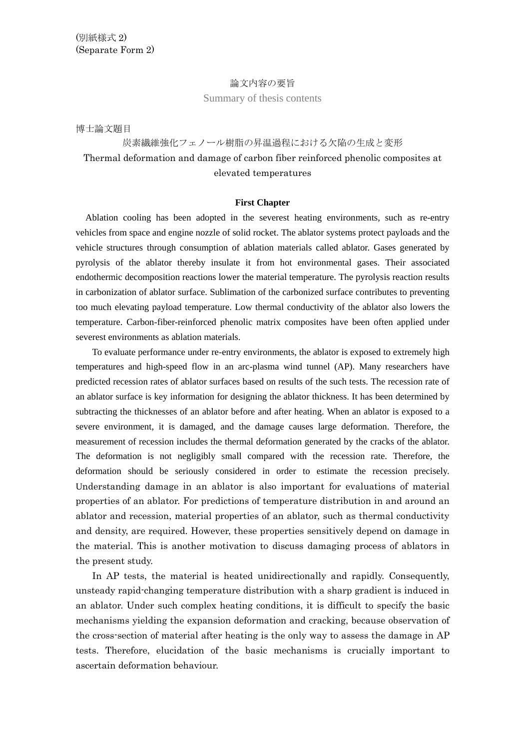(別紙様式 2)
(Separate Form 2)

# 論文内容の要旨

Summary of thesis contents

博士論文題目

炭素繊維強化フェノール樹脂の昇温過程における欠陥の生成と変形

Thermal deformation and damage of carbon fiber reinforced phenolic composites at elevated temperatures

## First Chapter

Ablation cooling has been adopted in the severest heating environments, such as re-entry vehicles from space and engine nozzle of solid rocket. The ablator systems protect payloads and the vehicle structures through consumption of ablation materials called ablator. Gases generated by pyrolysis of the ablator thereby insulate it from hot environmental gases. Their associated endothermic decomposition reactions lower the material temperature. The pyrolysis reaction results in carbonization of ablator surface. Sublimation of the carbonized surface contributes to preventing too much elevating payload temperature. Low thermal conductivity of the ablator also lowers the temperature. Carbon-fiber-reinforced phenolic matrix composites have been often applied under severest environments as ablation materials.

To evaluate performance under re-entry environments, the ablator is exposed to extremely high temperatures and high-speed flow in an arc-plasma wind tunnel (AP). Many researchers have predicted recession rates of ablator surfaces based on results of the such tests. The recession rate of an ablator surface is key information for designing the ablator thickness. It has been determined by subtracting the thicknesses of an ablator before and after heating. When an ablator is exposed to a severe environment, it is damaged, and the damage causes large deformation. Therefore, the measurement of recession includes the thermal deformation generated by the cracks of the ablator. The deformation is not negligibly small compared with the recession rate. Therefore, the deformation should be seriously considered in order to estimate the recession precisely. Understanding damage in an ablator is also important for evaluations of material properties of an ablator. For predictions of temperature distribution in and around an ablator and recession, material properties of an ablator, such as thermal conductivity and density, are required. However, these properties sensitively depend on damage in the material. This is another motivation to discuss damaging process of ablators in the present study.

In AP tests, the material is heated unidirectionally and rapidly. Consequently, unsteady rapid-changing temperature distribution with a sharp gradient is induced in an ablator. Under such complex heating conditions, it is difficult to specify the basic mechanisms yielding the expansion deformation and cracking, because observation of the cross-section of material after heating is the only way to assess the damage in AP tests. Therefore, elucidation of the basic mechanisms is crucially important to ascertain deformation behaviour.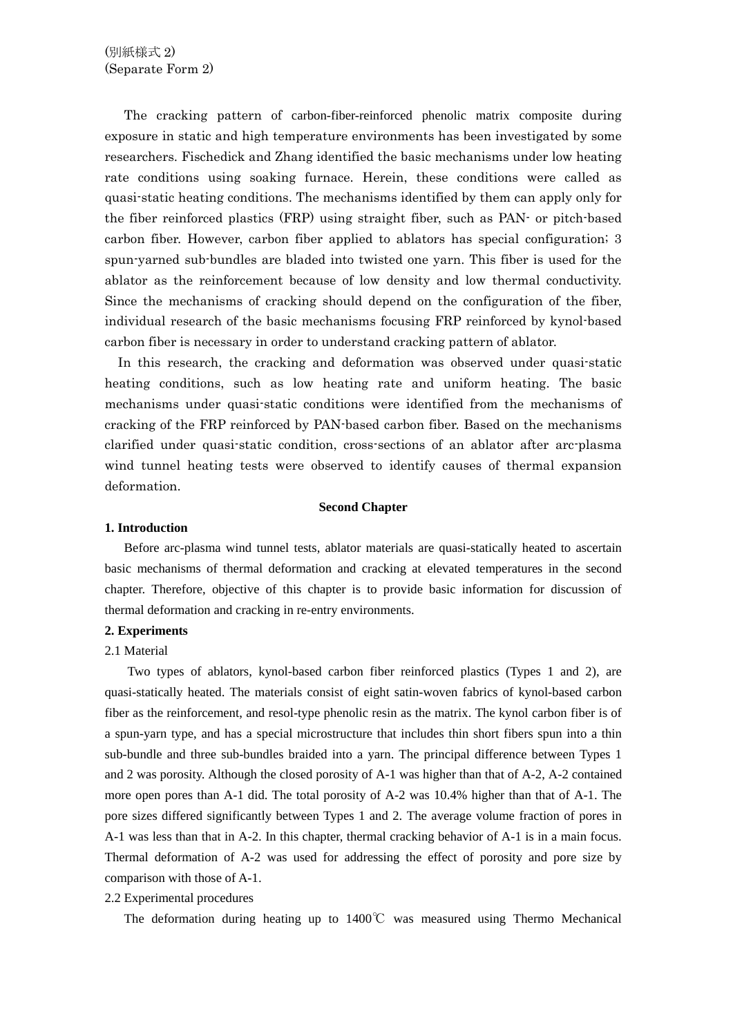(別紙様式 2)
(Separate Form 2)

The cracking pattern of carbon-fiber-reinforced phenolic matrix composite during exposure in static and high temperature environments has been investigated by some researchers. Fischedick and Zhang identified the basic mechanisms under low heating rate conditions using soaking furnace. Herein, these conditions were called as quasi-static heating conditions. The mechanisms identified by them can apply only for the fiber reinforced plastics (FRP) using straight fiber, such as PAN- or pitch-based carbon fiber. However, carbon fiber applied to ablators has special configuration; 3 spun-yarned sub-bundles are bladed into twisted one yarn. This fiber is used for the ablator as the reinforcement because of low density and low thermal conductivity. Since the mechanisms of cracking should depend on the configuration of the fiber, individual research of the basic mechanisms focusing FRP reinforced by kynol-based carbon fiber is necessary in order to understand cracking pattern of ablator.

In this research, the cracking and deformation was observed under quasi-static heating conditions, such as low heating rate and uniform heating. The basic mechanisms under quasi-static conditions were identified from the mechanisms of cracking of the FRP reinforced by PAN-based carbon fiber. Based on the mechanisms clarified under quasi-static condition, cross-sections of an ablator after arc-plasma wind tunnel heating tests were observed to identify causes of thermal expansion deformation.

## Second Chapter

### 1. Introduction

Before arc-plasma wind tunnel tests, ablator materials are quasi-statically heated to ascertain basic mechanisms of thermal deformation and cracking at elevated temperatures in the second chapter. Therefore, objective of this chapter is to provide basic information for discussion of thermal deformation and cracking in re-entry environments.

### 2. Experiments

2.1 Material

Two types of ablators, kynol-based carbon fiber reinforced plastics (Types 1 and 2), are quasi-statically heated. The materials consist of eight satin-woven fabrics of kynol-based carbon fiber as the reinforcement, and resol-type phenolic resin as the matrix. The kynol carbon fiber is of a spun-yarn type, and has a special microstructure that includes thin short fibers spun into a thin sub-bundle and three sub-bundles braided into a yarn. The principal difference between Types 1 and 2 was porosity. Although the closed porosity of A-1 was higher than that of A-2, A-2 contained more open pores than A-1 did. The total porosity of A-2 was 10.4% higher than that of A-1. The pore sizes differed significantly between Types 1 and 2. The average volume fraction of pores in A-1 was less than that in A-2. In this chapter, thermal cracking behavior of A-1 is in a main focus. Thermal deformation of A-2 was used for addressing the effect of porosity and pore size by comparison with those of A-1.

2.2 Experimental procedures

The deformation during heating up to 1400℃ was measured using Thermo Mechanical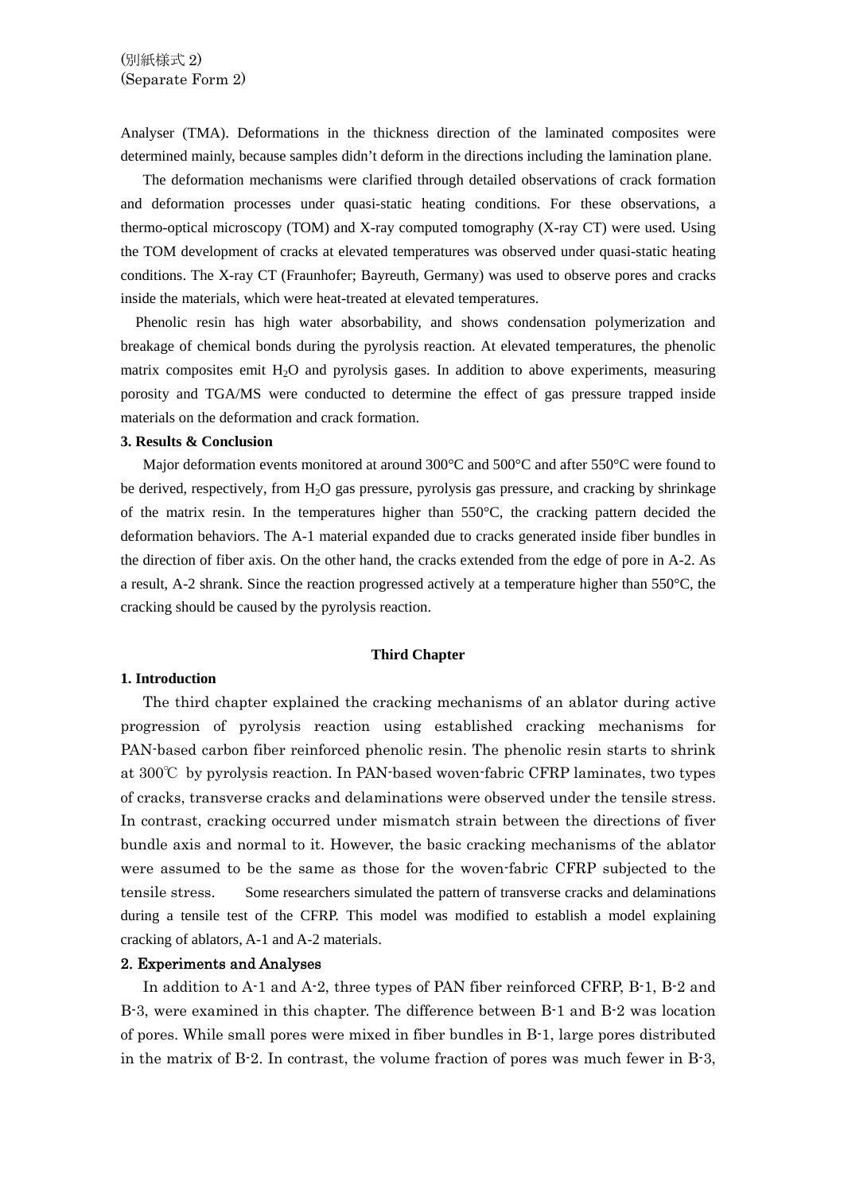Analyser (TMA). Deformations in the thickness direction of the laminated composites were determined mainly, because samples didn't deform in the directions including the lamination plane.

The deformation mechanisms were clarified through detailed observations of crack formation and deformation processes under quasi-static heating conditions. For these observations, a thermo-optical microscopy (TOM) and X-ray computed tomography (X-ray CT) were used. Using the TOM development of cracks at elevated temperatures was observed under quasi-static heating conditions. The X-ray CT (Fraunhofer; Bayreuth, Germany) was used to observe pores and cracks inside the materials, which were heat-treated at elevated temperatures.

Phenolic resin has high water absorbability, and shows condensation polymerization and breakage of chemical bonds during the pyrolysis reaction. At elevated temperatures, the phenolic matrix composites emit $H_2O$ and pyrolysis gases. In addition to above experiments, measuring porosity and TGA/MS were conducted to determine the effect of gas pressure trapped inside materials on the deformation and crack formation.

**3. Results & Conclusion**

Major deformation events monitored at around 300°C and 500°C and after 550°C were found to be derived, respectively, from $H_2O$ gas pressure, pyrolysis gas pressure, and cracking by shrinkage of the matrix resin. In the temperatures higher than 550°C, the cracking pattern decided the deformation behaviors. The A-1 material expanded due to cracks generated inside fiber bundles in the direction of fiber axis. On the other hand, the cracks extended from the edge of pore in A-2. As a result, A-2 shrank. Since the reaction progressed actively at a temperature higher than 550°C, the cracking should be caused by the pyrolysis reaction.

## Third Chapter

**1. Introduction**

The third chapter explained the cracking mechanisms of an ablator during active progression of pyrolysis reaction using established cracking mechanisms for PAN-based carbon fiber reinforced phenolic resin. The phenolic resin starts to shrink at 300℃ by pyrolysis reaction. In PAN-based woven-fabric CFRP laminates, two types of cracks, transverse cracks and delaminations were observed under the tensile stress. In contrast, cracking occurred under mismatch strain between the directions of fiver bundle axis and normal to it. However, the basic cracking mechanisms of the ablator were assumed to be the same as those for the woven-fabric CFRP subjected to the tensile stress. Some researchers simulated the pattern of transverse cracks and delaminations during a tensile test of the CFRP. This model was modified to establish a model explaining cracking of ablators, A-1 and A-2 materials.

**2. Experiments and Analyses**

In addition to A-1 and A-2, three types of PAN fiber reinforced CFRP, B-1, B-2 and B-3, were examined in this chapter. The difference between B-1 and B-2 was location of pores. While small pores were mixed in fiber bundles in B-1, large pores distributed in the matrix of B-2. In contrast, the volume fraction of pores was much fewer in B-3,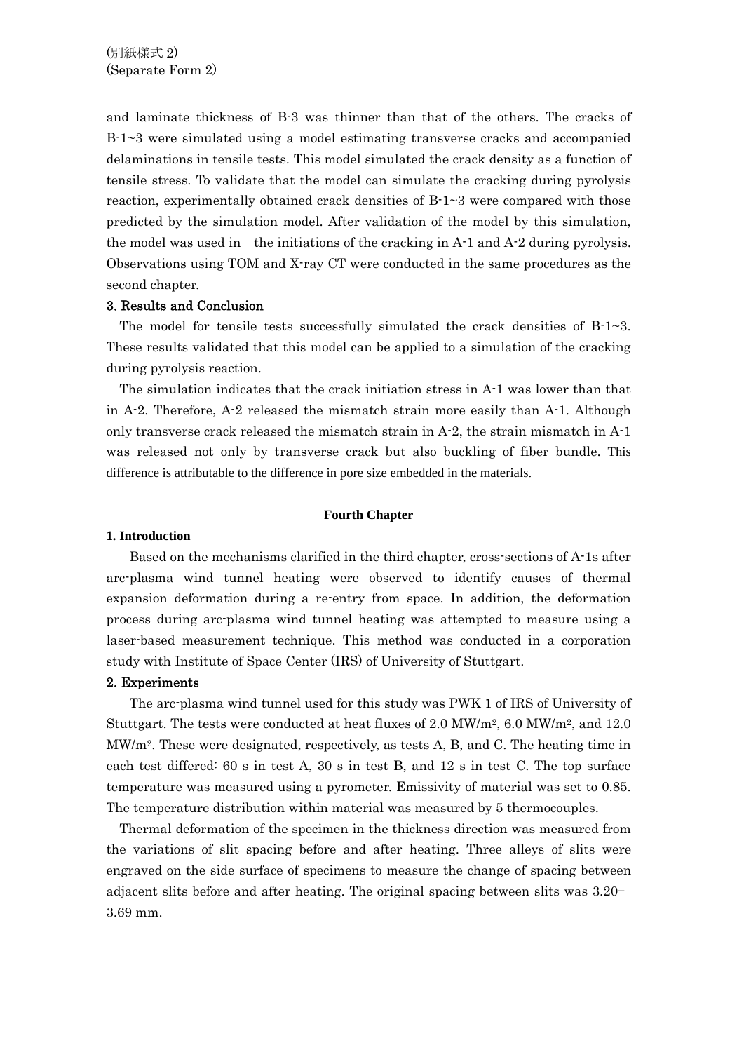(別紙様式 2)
(Separate Form 2)

and laminate thickness of B-3 was thinner than that of the others. The cracks of B-1~3 were simulated using a model estimating transverse cracks and accompanied delaminations in tensile tests. This model simulated the crack density as a function of tensile stress. To validate that the model can simulate the cracking during pyrolysis reaction, experimentally obtained crack densities of B-1~3 were compared with those predicted by the simulation model. After validation of the model by this simulation, the model was used in the initiations of the cracking in A-1 and A-2 during pyrolysis. Observations using TOM and X-ray CT were conducted in the same procedures as the second chapter.

### 3. Results and Conclusion

The model for tensile tests successfully simulated the crack densities of B-1~3. These results validated that this model can be applied to a simulation of the cracking during pyrolysis reaction.

The simulation indicates that the crack initiation stress in A-1 was lower than that in A-2. Therefore, A-2 released the mismatch strain more easily than A-1. Although only transverse crack released the mismatch strain in A-2, the strain mismatch in A-1 was released not only by transverse crack but also buckling of fiber bundle. This difference is attributable to the difference in pore size embedded in the materials.

## Fourth Chapter

### 1. Introduction

Based on the mechanisms clarified in the third chapter, cross-sections of A-1s after arc-plasma wind tunnel heating were observed to identify causes of thermal expansion deformation during a re-entry from space. In addition, the deformation process during arc-plasma wind tunnel heating was attempted to measure using a laser-based measurement technique. This method was conducted in a corporation study with Institute of Space Center (IRS) of University of Stuttgart.

### 2. Experiments

The arc-plasma wind tunnel used for this study was PWK 1 of IRS of University of Stuttgart. The tests were conducted at heat fluxes of 2.0 MW/m$^2$, 6.0 MW/m$^2$, and 12.0 MW/m$^2$. These were designated, respectively, as tests A, B, and C. The heating time in each test differed: 60 s in test A, 30 s in test B, and 12 s in test C. The top surface temperature was measured using a pyrometer. Emissivity of material was set to 0.85. The temperature distribution within material was measured by 5 thermocouples.

Thermal deformation of the specimen in the thickness direction was measured from the variations of slit spacing before and after heating. Three alleys of slits were engraved on the side surface of specimens to measure the change of spacing between adjacent slits before and after heating. The original spacing between slits was 3.20–3.69 mm.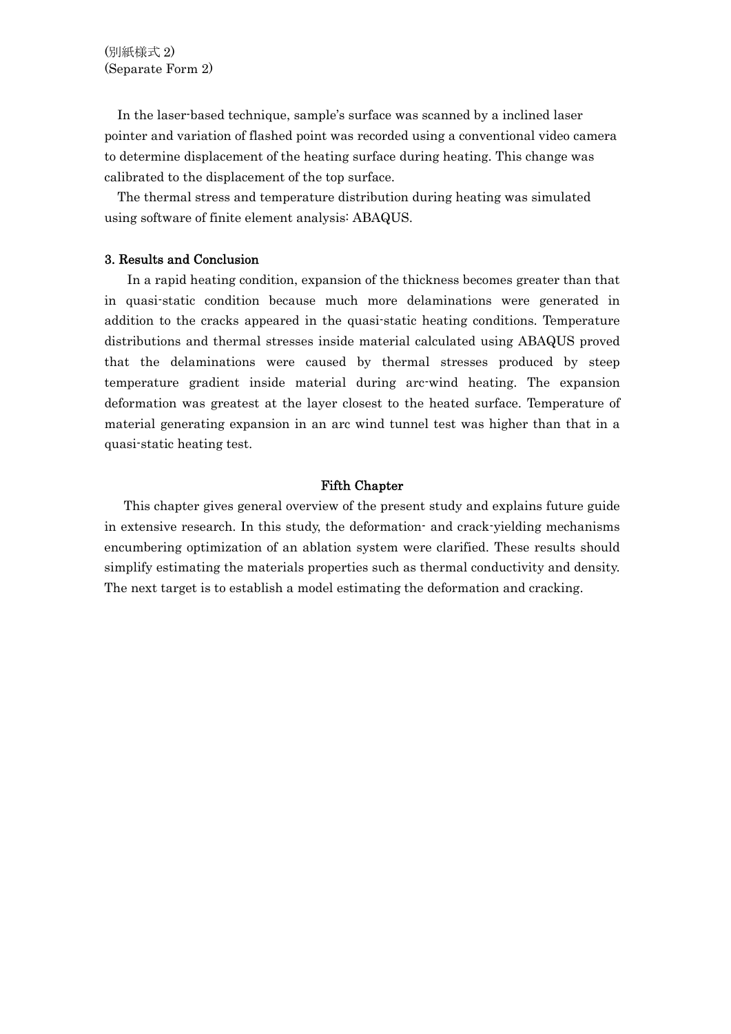(別紙様式 2)
(Separate Form 2)

In the laser-based technique, sample's surface was scanned by a inclined laser pointer and variation of flashed point was recorded using a conventional video camera to determine displacement of the heating surface during heating. This change was calibrated to the displacement of the top surface.

The thermal stress and temperature distribution during heating was simulated using software of finite element analysis: ABAQUS.

### 3. Results and Conclusion

In a rapid heating condition, expansion of the thickness becomes greater than that in quasi-static condition because much more delaminations were generated in addition to the cracks appeared in the quasi-static heating conditions. Temperature distributions and thermal stresses inside material calculated using ABAQUS proved that the delaminations were caused by thermal stresses produced by steep temperature gradient inside material during arc-wind heating. The expansion deformation was greatest at the layer closest to the heated surface. Temperature of material generating expansion in an arc wind tunnel test was higher than that in a quasi-static heating test.

## Fifth Chapter

This chapter gives general overview of the present study and explains future guide in extensive research. In this study, the deformation- and crack-yielding mechanisms encumbering optimization of an ablation system were clarified. These results should simplify estimating the materials properties such as thermal conductivity and density. The next target is to establish a model estimating the deformation and cracking.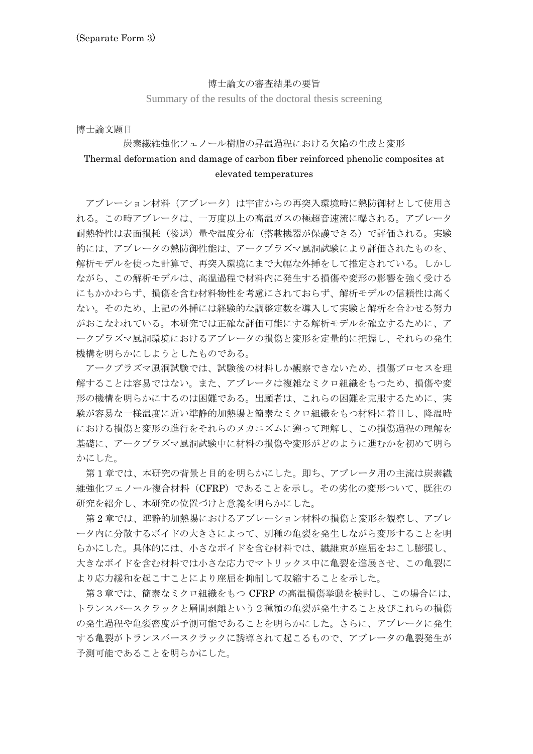(Separate Form 3)

# 博士論文の審査結果の要旨

Summary of the results of the doctoral thesis screening

博士論文題目

炭素繊維強化フェノール樹脂の昇温過程における欠陥の生成と変形

Thermal deformation and damage of carbon fiber reinforced phenolic composites at elevated temperatures

アブレーション材料（アブレータ）は宇宙からの再突入環境時に熱防御材として使用される。この時アブレータは、一万度以上の高温ガスの極超音速流に曝される。アブレータ耐熱特性は表面損耗（後退）量や温度分布（搭載機器が保護できる）で評価される。実験的には、アブレータの熱防御性能は、アークプラズマ風洞試験により評価されたものを、解析モデルを使った計算で、再突入環境にまで大幅な外挿をして推定されている。しかしながら、この解析モデルは、高温過程で材料内に発生する損傷や変形の影響を強く受けるにもかかわらず、損傷を含む材料物性を考慮にされておらず、解析モデルの信頼性は高くない。そのため、上記の外挿には経験的な調整定数を導入して実験と解析を合わせる努力がおこなわれている。本研究では正確な評価可能にする解析モデルを確立するために、アークプラズマ風洞環境におけるアブレータの損傷と変形を定量的に把握し、それらの発生機構を明らかにしようとしたものである。

アークプラズマ風洞試験では、試験後の材料しか観察できないため、損傷プロセスを理解することは容易ではない。また、アブレータは複雑なミクロ組織をもつため、損傷や変形の機構を明らかにするのは困難である。出願者は、これらの困難を克服するために、実験が容易な一様温度に近い準静的加熱場と簡素なミクロ組織をもつ材料に着目し、降温時における損傷と変形の進行をそれらのメカニズムに遡って理解し、この損傷過程の理解を基礎に、アークプラズマ風洞試験中に材料の損傷や変形がどのように進むかを初めて明らかにした。

第 1 章では、本研究の背景と目的を明らかにした。即ち、アブレータ用の主流は炭素繊維強化フェノール複合材料（CFRP）であることを示し。その劣化の変形ついて、既往の研究を紹介し、本研究の位置づけと意義を明らかにした。

第 2 章では、準静的加熱場におけるアブレーション材料の損傷と変形を観察し、アブレータ内に分散するボイドの大きさによって、別種の亀裂を発生しながら変形することを明らかにした。具体的には、小さなボイドを含む材料では、繊維束が座屈をおこし膨張し、大きなボイドを含む材料では小さな応力でマトリックス中に亀裂を進展させ、この亀裂により応力緩和を起こすことにより座屈を抑制して収縮することを示した。

第 3 章では、簡素なミクロ組織をもつ CFRP の高温損傷挙動を検討し、この場合には、トランスバースクラックと層間剥離という 2 種類の亀裂が発生すること及びこれらの損傷の発生過程や亀裂密度が予測可能であることを明らかにした。さらに、アブレータに発生する亀裂がトランスバースクラックに誘導されて起こるもので、アブレータの亀裂発生が予測可能であることを明らかにした。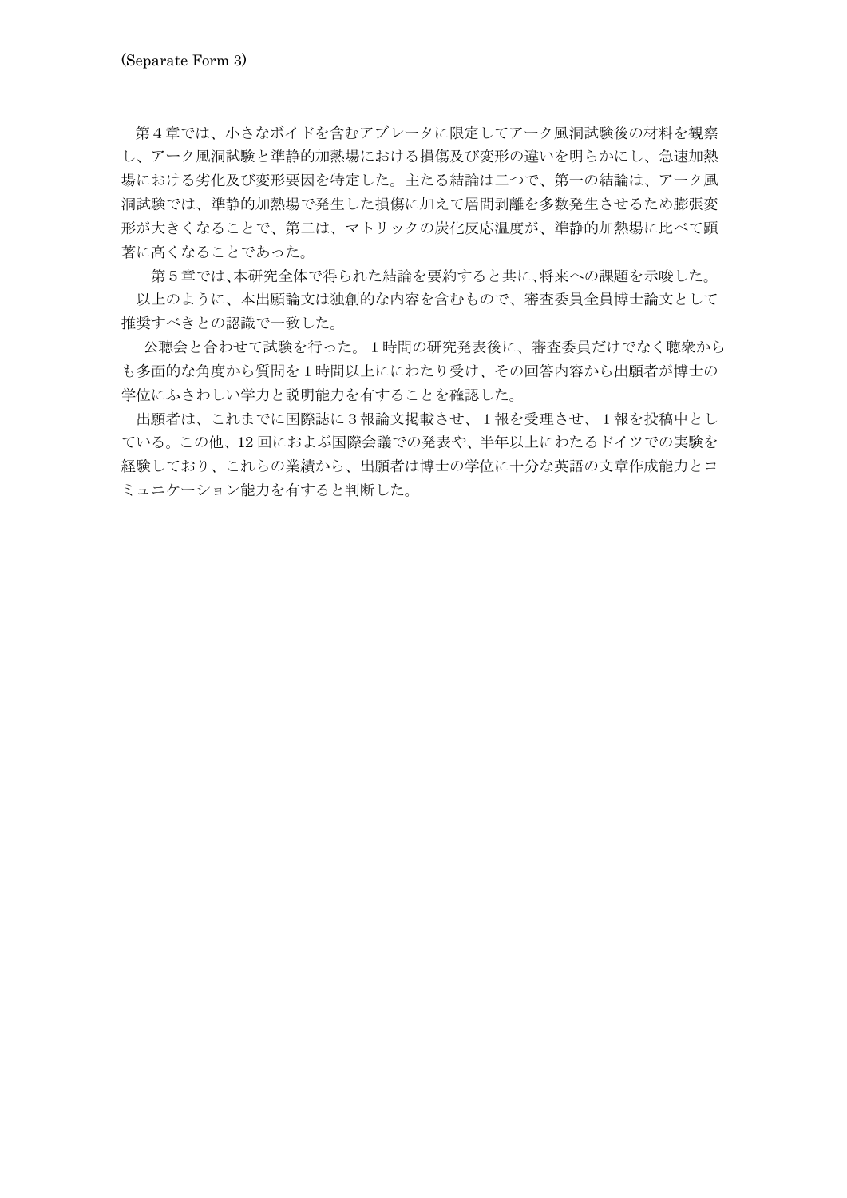(Separate Form 3)

第4章では、小さなボイドを含むアブレータに限定してアーク風洞試験後の材料を観察し、アーク風洞試験と準静的加熱場における損傷及び変形の違いを明らかにし、急速加熱場における劣化及び変形要因を特定した。主たる結論は二つで、第一の結論は、アーク風洞試験では、準静的加熱場で発生した損傷に加えて層間剥離を多数発生させるため膨張変形が大きくなることで、第二は、マトリックの炭化反応温度が、準静的加熱場に比べて顕著に高くなることであった。

第5章では､本研究全体で得られた結論を要約すると共に､将来への課題を示唆した。

以上のように、本出願論文は独創的な内容を含むもので、審査委員全員博士論文として推奨すべきとの認識で一致した。

公聴会と合わせて試験を行った。１時間の研究発表後に、審査委員だけでなく聴衆からも多面的な角度から質問を１時間以上ににわたり受け、その回答内容から出願者が博士の学位にふさわしい学力と説明能力を有することを確認した。

出願者は、これまでに国際誌に３報論文掲載させ、１報を受理させ、１報を投稿中としている。この他、12回におよぶ国際会議での発表や、半年以上にわたるドイツでの実験を経験しており、これらの業績から、出願者は博士の学位に十分な英語の文章作成能力とコミュニケーション能力を有すると判断した。